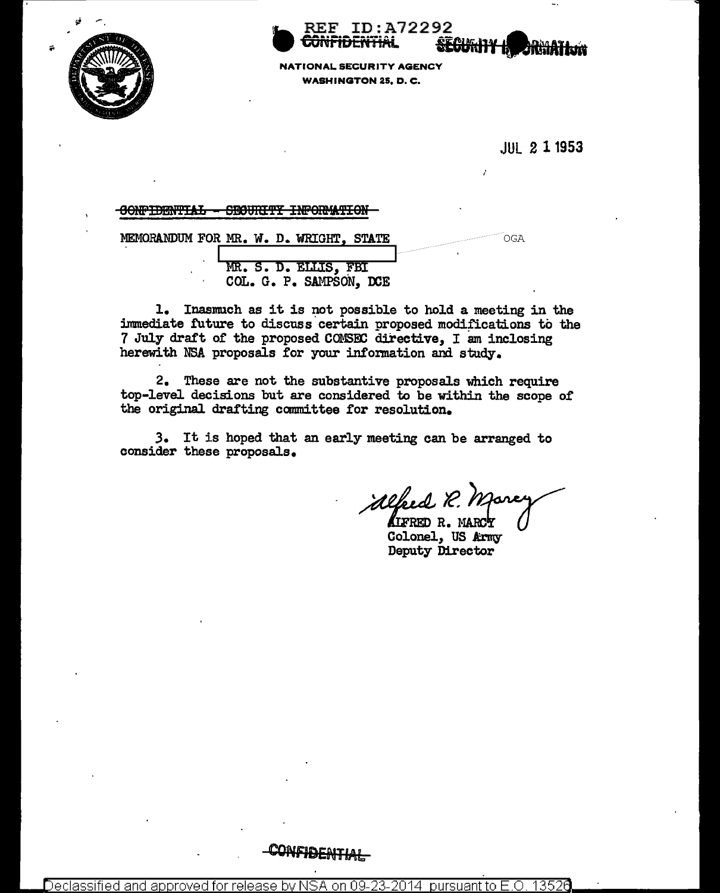REF ID:A72292

~~CONFIDENTIAL~~ SECURITY INFORMATION

NATIONAL SECURITY AGENCY
WASHINGTON 25, D. C.

JUL 21 1953

~~CONFIDENTIAL - SECURITY INFORMATION~~

MEMORANDUM FOR MR. W. D. WRIGHT, STATE

[redacted] OGA

MR. S. D. ELLIS, FBI
COL. G. P. SAMPSON, DCE

1. Inasmuch as it is not possible to hold a meeting in the immediate future to discuss certain proposed modifications to the 7 July draft of the proposed COMSEC directive, I am inclosing herewith NSA proposals for your information and study.

2. These are not the substantive proposals which require top-level decisions but are considered to be within the scope of the original drafting committee for resolution.

3. It is hoped that an early meeting can be arranged to consider these proposals.

Alfred R. Marcy

ALFRED R. MARCY
Colonel, US Army
Deputy Director

~~CONFIDENTIAL~~

Declassified and approved for release by NSA on 09-23-2014 pursuant to E.O. 13526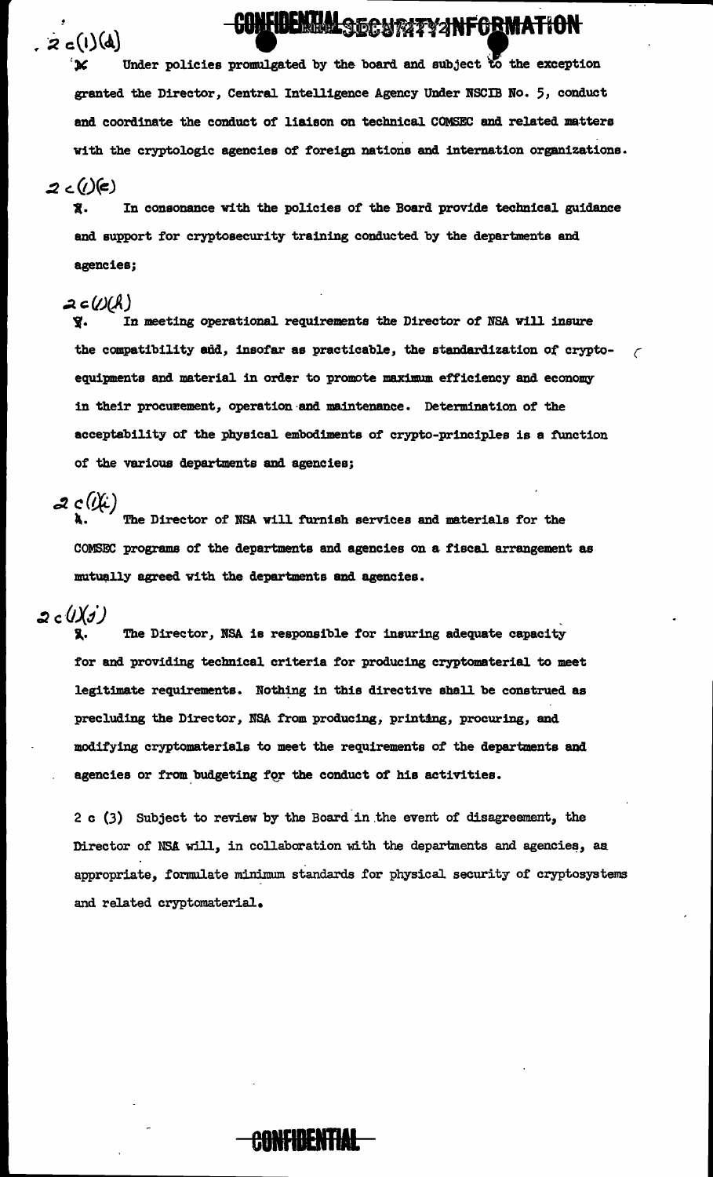CONFIDENTIAL SECURITY INFORMATION

2 c(1)(d)

x Under policies promulgated by the board and subject to the exception granted the Director, Central Intelligence Agency Under NSCIB No. 5, conduct and coordinate the conduct of liaison on technical COMSEC and related matters with the cryptologic agencies of foreign nations and internation organizations.

2 c(1)(e)

x. In consonance with the policies of the Board provide technical guidance and support for cryptosecurity training conducted by the departments and agencies;

2 c(1)(h)

y. In meeting operational requirements the Director of NSA will insure the compatibility and, insofar as practicable, the standardization of crypto-equipments and material in order to promote maximum efficiency and economy in their procurement, operation and maintenance. Determination of the acceptability of the physical embodiments of crypto-principles is a function of the various departments and agencies;

2 c(1)(i)

k. The Director of NSA will furnish services and materials for the COMSEC programs of the departments and agencies on a fiscal arrangement as mutually agreed with the departments and agencies.

2 c(1)(j)

l. The Director, NSA is responsible for insuring adequate capacity for and providing technical criteria for producing cryptomaterial to meet legitimate requirements. Nothing in this directive shall be construed as precluding the Director, NSA from producing, printing, procuring, and modifying cryptomaterials to meet the requirements of the departments and agencies or from budgeting for the conduct of his activities.

2 c (3) Subject to review by the Board in the event of disagreement, the Director of NSA will, in collaboration with the departments and agencies, as appropriate, formulate minimum standards for physical security of cryptosystems and related cryptomaterial.

CONFIDENTIAL